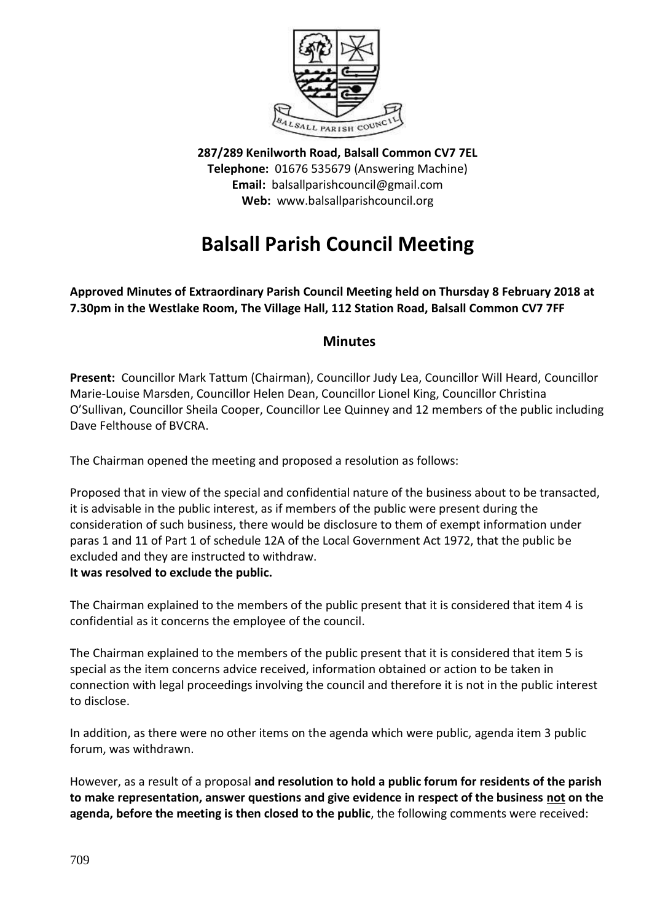**287/289 Kenilworth Road, Balsall Common CV7 7EL**
**Telephone:** 01676 535679 (Answering Machine)
**Email:** balsallparishcouncil@gmail.com
**Web:** www.balsallparishcouncil.org

# Balsall Parish Council Meeting

**Approved Minutes of Extraordinary Parish Council Meeting held on Thursday 8 February 2018 at 7.30pm in the Westlake Room, The Village Hall, 112 Station Road, Balsall Common CV7 7FF**

## Minutes

**Present:** Councillor Mark Tattum (Chairman), Councillor Judy Lea, Councillor Will Heard, Councillor Marie-Louise Marsden, Councillor Helen Dean, Councillor Lionel King, Councillor Christina O'Sullivan, Councillor Sheila Cooper, Councillor Lee Quinney and 12 members of the public including Dave Felthouse of BVCRA.

The Chairman opened the meeting and proposed a resolution as follows:

Proposed that in view of the special and confidential nature of the business about to be transacted, it is advisable in the public interest, as if members of the public were present during the consideration of such business, there would be disclosure to them of exempt information under paras 1 and 11 of Part 1 of schedule 12A of the Local Government Act 1972, that the public be excluded and they are instructed to withdraw.
**It was resolved to exclude the public.**

The Chairman explained to the members of the public present that it is considered that item 4 is confidential as it concerns the employee of the council.

The Chairman explained to the members of the public present that it is considered that item 5 is special as the item concerns advice received, information obtained or action to be taken in connection with legal proceedings involving the council and therefore it is not in the public interest to disclose.

In addition, as there were no other items on the agenda which were public, agenda item 3 public forum, was withdrawn.

However, as a result of a proposal **and resolution to hold a public forum for residents of the parish to make representation, answer questions and give evidence in respect of the business <u>not</u> on the agenda, before the meeting is then closed to the public**, the following comments were received: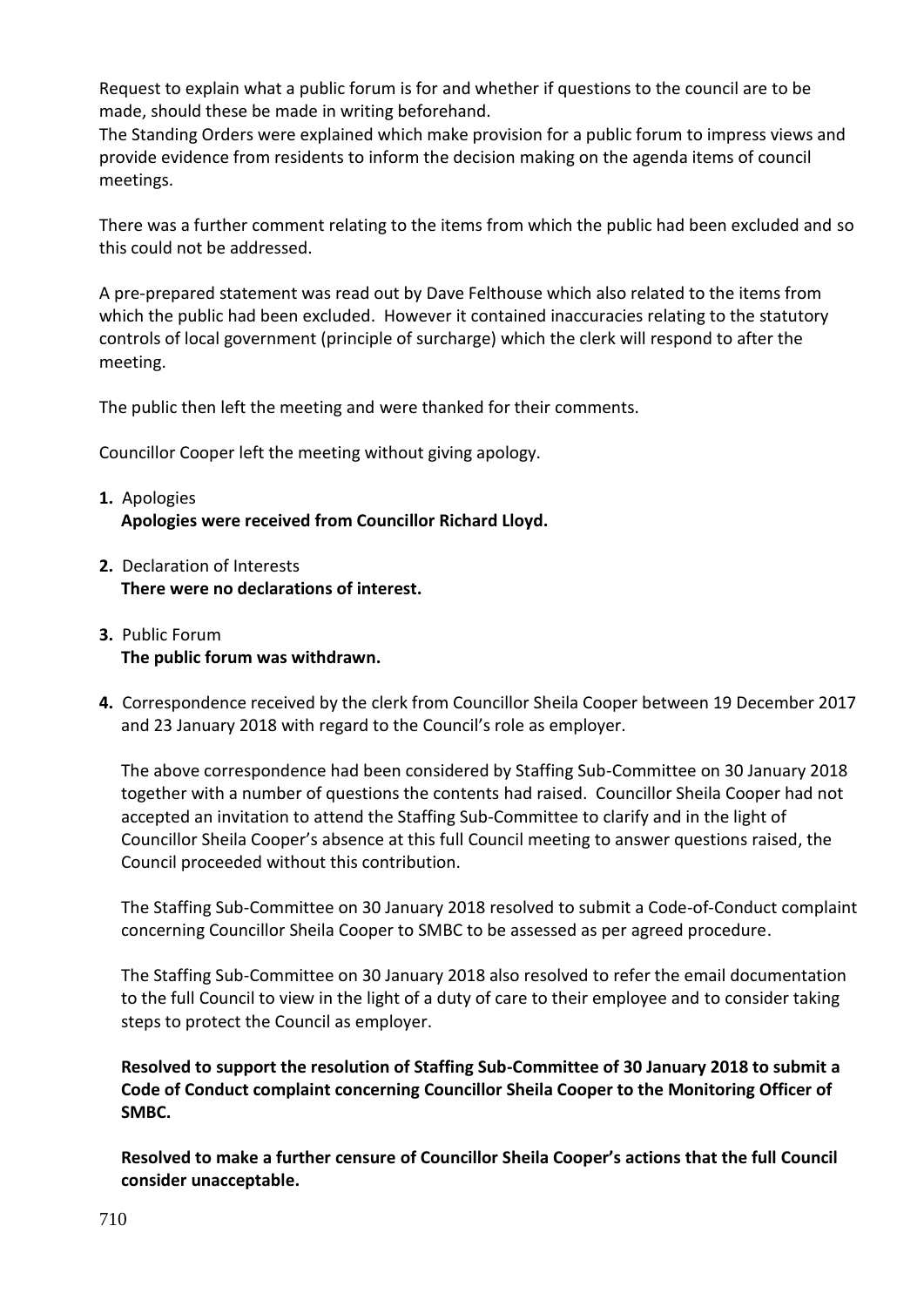Request to explain what a public forum is for and whether if questions to the council are to be made, should these be made in writing beforehand.
The Standing Orders were explained which make provision for a public forum to impress views and provide evidence from residents to inform the decision making on the agenda items of council meetings.

There was a further comment relating to the items from which the public had been excluded and so this could not be addressed.

A pre-prepared statement was read out by Dave Felthouse which also related to the items from which the public had been excluded. However it contained inaccuracies relating to the statutory controls of local government (principle of surcharge) which the clerk will respond to after the meeting.

The public then left the meeting and were thanked for their comments.

Councillor Cooper left the meeting without giving apology.

1. Apologies
   **Apologies were received from Councillor Richard Lloyd.**

2. Declaration of Interests
   **There were no declarations of interest.**

3. Public Forum
   **The public forum was withdrawn.**

4. Correspondence received by the clerk from Councillor Sheila Cooper between 19 December 2017 and 23 January 2018 with regard to the Council's role as employer.

   The above correspondence had been considered by Staffing Sub-Committee on 30 January 2018 together with a number of questions the contents had raised. Councillor Sheila Cooper had not accepted an invitation to attend the Staffing Sub-Committee to clarify and in the light of Councillor Sheila Cooper's absence at this full Council meeting to answer questions raised, the Council proceeded without this contribution.

   The Staffing Sub-Committee on 30 January 2018 resolved to submit a Code-of-Conduct complaint concerning Councillor Sheila Cooper to SMBC to be assessed as per agreed procedure.

   The Staffing Sub-Committee on 30 January 2018 also resolved to refer the email documentation to the full Council to view in the light of a duty of care to their employee and to consider taking steps to protect the Council as employer.

   **Resolved to support the resolution of Staffing Sub-Committee of 30 January 2018 to submit a Code of Conduct complaint concerning Councillor Sheila Cooper to the Monitoring Officer of SMBC.**

   **Resolved to make a further censure of Councillor Sheila Cooper's actions that the full Council consider unacceptable.**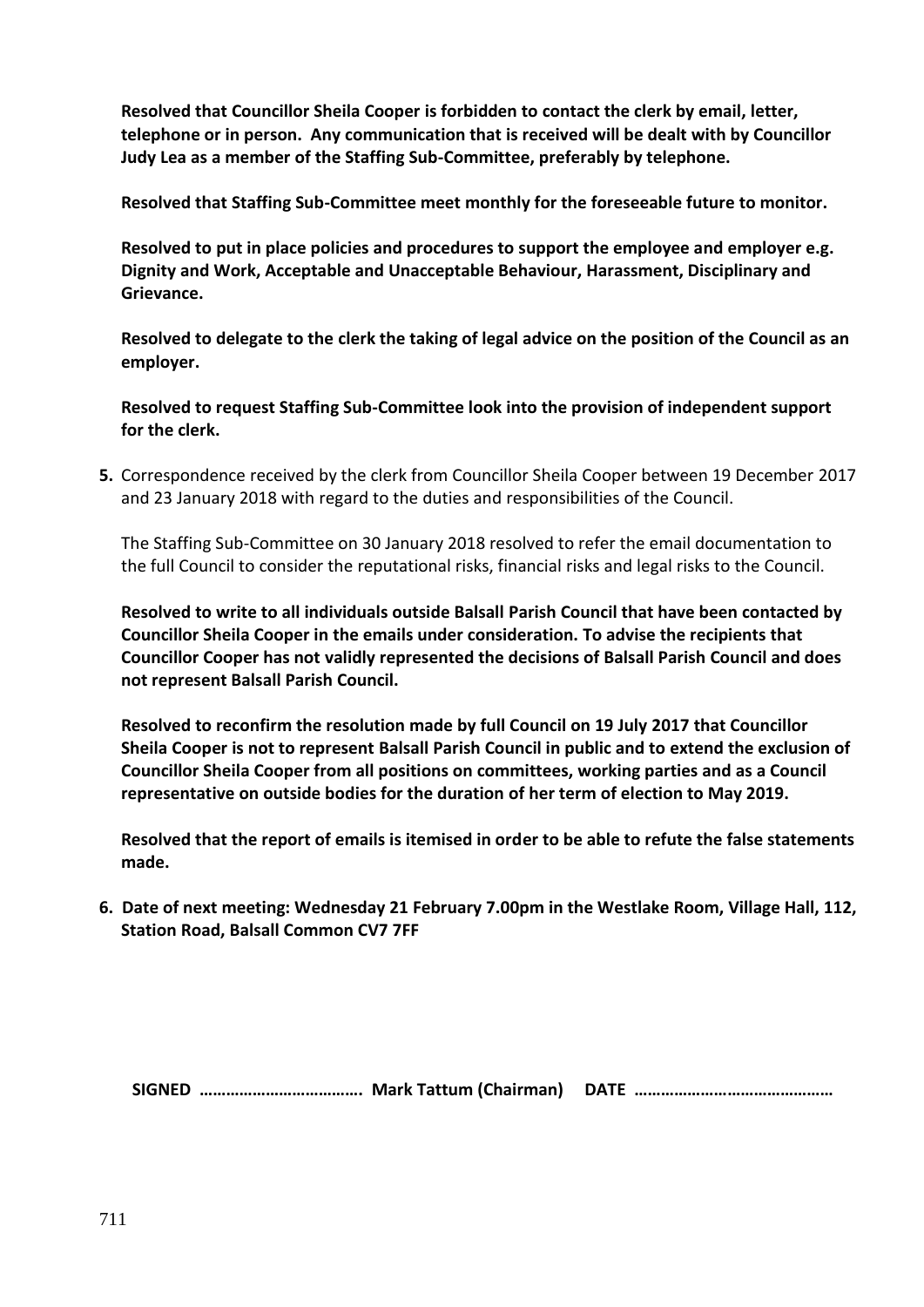**Resolved that Councillor Sheila Cooper is forbidden to contact the clerk by email, letter, telephone or in person. Any communication that is received will be dealt with by Councillor Judy Lea as a member of the Staffing Sub-Committee, preferably by telephone.**

**Resolved that Staffing Sub-Committee meet monthly for the foreseeable future to monitor.**

**Resolved to put in place policies and procedures to support the employee and employer e.g. Dignity and Work, Acceptable and Unacceptable Behaviour, Harassment, Disciplinary and Grievance.**

**Resolved to delegate to the clerk the taking of legal advice on the position of the Council as an employer.**

**Resolved to request Staffing Sub-Committee look into the provision of independent support for the clerk.**

**5.** Correspondence received by the clerk from Councillor Sheila Cooper between 19 December 2017 and 23 January 2018 with regard to the duties and responsibilities of the Council.

The Staffing Sub-Committee on 30 January 2018 resolved to refer the email documentation to the full Council to consider the reputational risks, financial risks and legal risks to the Council.

**Resolved to write to all individuals outside Balsall Parish Council that have been contacted by Councillor Sheila Cooper in the emails under consideration. To advise the recipients that Councillor Cooper has not validly represented the decisions of Balsall Parish Council and does not represent Balsall Parish Council.**

**Resolved to reconfirm the resolution made by full Council on 19 July 2017 that Councillor Sheila Cooper is not to represent Balsall Parish Council in public and to extend the exclusion of Councillor Sheila Cooper from all positions on committees, working parties and as a Council representative on outside bodies for the duration of her term of election to May 2019.**

**Resolved that the report of emails is itemised in order to be able to refute the false statements made.**

**6. Date of next meeting: Wednesday 21 February 7.00pm in the Westlake Room, Village Hall, 112, Station Road, Balsall Common CV7 7FF**

**SIGNED ………………………………. Mark Tattum (Chairman) DATE ……………………………………**